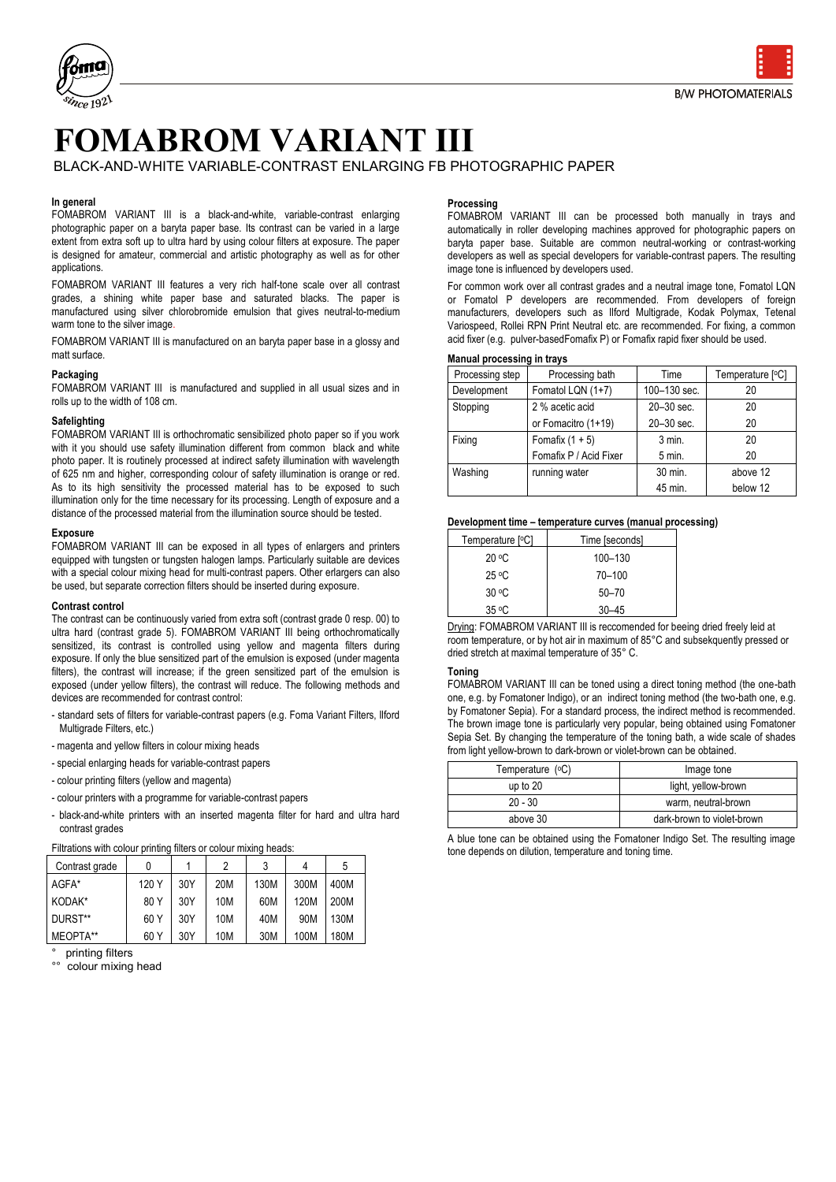# FOMABROM VARIANT III

BLACK-AND-WHITE VARIABLE-CONTRAST ENLARGING FB PHOTOGRAPHIC PAPER

### In general

FOMABROM VARIANT III is a black-and-white, variable-contrast enlarging photographic paper on a baryta paper base. Its contrast can be varied in a large extent from extra soft up to ultra hard by using colour filters at exposure. The paper is designed for amateur, commercial and artistic photography as well as for other applications.

FOMABROM VARIANT III features a very rich half-tone scale over all contrast grades, a shining white paper base and saturated blacks. The paper is manufactured using silver chlorobromide emulsion that gives neutral-to-medium warm tone to the silver image.

FOMABROM VARIANT III is manufactured on an baryta paper base in a glossy and matt surface.

### Packaging

FOMABROM VARIANT III is manufactured and supplied in all usual sizes and in rolls up to the width of 108 cm.

### Safelighting

FOMABROM VARIANT III is orthochromatic sensibilized photo paper so if you work with it you should use safety illumination different from common black and white photo paper. It is routinely processed at indirect safety illumination with wavelength of 625 nm and higher, corresponding colour of safety illumination is orange or red. As to its high sensitivity the processed material has to be exposed to such illumination only for the time necessary for its processing. Length of exposure and a distance of the processed material from the illumination source should be tested.

### Exposure

FOMABROM VARIANT III can be exposed in all types of enlargers and printers equipped with tungsten or tungsten halogen lamps. Particularly suitable are devices with a special colour mixing head for multi-contrast papers. Other erlargers can also be used, but separate correction filters should be inserted during exposure.

### Contrast control

The contrast can be continuously varied from extra soft (contrast grade 0 resp. 00) to ultra hard (contrast grade 5). FOMABROM VARIANT III being orthochromatically sensitized, its contrast is controlled using yellow and magenta filters during exposure. If only the blue sensitized part of the emulsion is exposed (under magenta filters), the contrast will increase; if the green sensitized part of the emulsion is exposed (under yellow filters), the contrast will reduce. The following methods and devices are recommended for contrast control:

- standard sets of filters for variable-contrast papers (e.g. Foma Variant Filters, Ilford Multigrade Filters, etc.)
- magenta and yellow filters in colour mixing heads
- special enlarging heads for variable-contrast papers
- colour printing filters (yellow and magenta)
- colour printers with a programme for variable-contrast papers
- black-and-white printers with an inserted magenta filter for hard and ultra hard contrast grades

Filtrations with colour printing filters or colour mixing heads:

| Contrast grade | 0 | 1 | 2 | 3 | 4 | 5 |
|---|---|---|---|---|---|---|
| AGFA* | 120 Y | 30Y | 20M | 130M | 300M | 400M |
| KODAK* | 80 Y | 30Y | 10M | 60M | 120M | 200M |
| DURST** | 60 Y | 30Y | 10M | 40M | 90M | 130M |
| MEOPTA** | 60 Y | 30Y | 10M | 30M | 100M | 180M |

° printing filters

°° colour mixing head

### Processing

FOMABROM VARIANT III can be processed both manually in trays and automatically in roller developing machines approved for photographic papers on baryta paper base. Suitable are common neutral-working or contrast-working developers as well as special developers for variable-contrast papers. The resulting image tone is influenced by developers used.

For common work over all contrast grades and a neutral image tone, Fomatol LQN or Fomatol P developers are recommended. From developers of foreign manufacturers, developers such as Ilford Multigrade, Kodak Polymax, Tetenal Variospeed, Rollei RPN Print Neutral etc. are recommended. For fixing, a common acid fixer (e.g. pulver-basedFomafix P) or Fomafix rapid fixer should be used.

#### Manual processing in trays

| Processing step | Processing bath | Time | Temperature [°C] |
|---|---|---|---|
| Development | Fomatol LQN (1+7) | 100–130 sec. | 20 |
| Stopping | 2 % acetic acid | 20–30 sec. | 20 |
| | or Fomacitro (1+19) | 20–30 sec. | 20 |
| Fixing | Fomafix (1 + 5) | 3 min. | 20 |
| | Fomafix P / Acid Fixer | 5 min. | 20 |
| Washing | running water | 30 min. | above 12 |
| | | 45 min. | below 12 |

#### Development time – temperature curves (manual processing)

| Temperature [°C] | Time [seconds] |
|---|---|
| 20 °C | 100–130 |
| 25 °C | 70–100 |
| 30 °C | 50–70 |
| 35 °C | 30–45 |

Drying: FOMABROM VARIANT III is reccomended for beeing dried freely leid at room temperature, or by hot air in maximum of 85°C and subsekquently pressed or dried stretch at maximal temperature of 35° C.

### Toning

FOMABROM VARIANT III can be toned using a direct toning method (the one-bath one, e.g. by Fomatoner Indigo), or an indirect toning method (the two-bath one, e.g. by Fomatoner Sepia). For a standard process, the indirect method is recommended. The brown image tone is particularly very popular, being obtained using Fomatoner Sepia Set. By changing the temperature of the toning bath, a wide scale of shades from light yellow-brown to dark-brown or violet-brown can be obtained.

| Temperature (°C) | Image tone |
|---|---|
| up to 20 | light, yellow-brown |
| 20 - 30 | warm, neutral-brown |
| above 30 | dark-brown to violet-brown |

A blue tone can be obtained using the Fomatoner Indigo Set. The resulting image tone depends on dilution, temperature and toning time.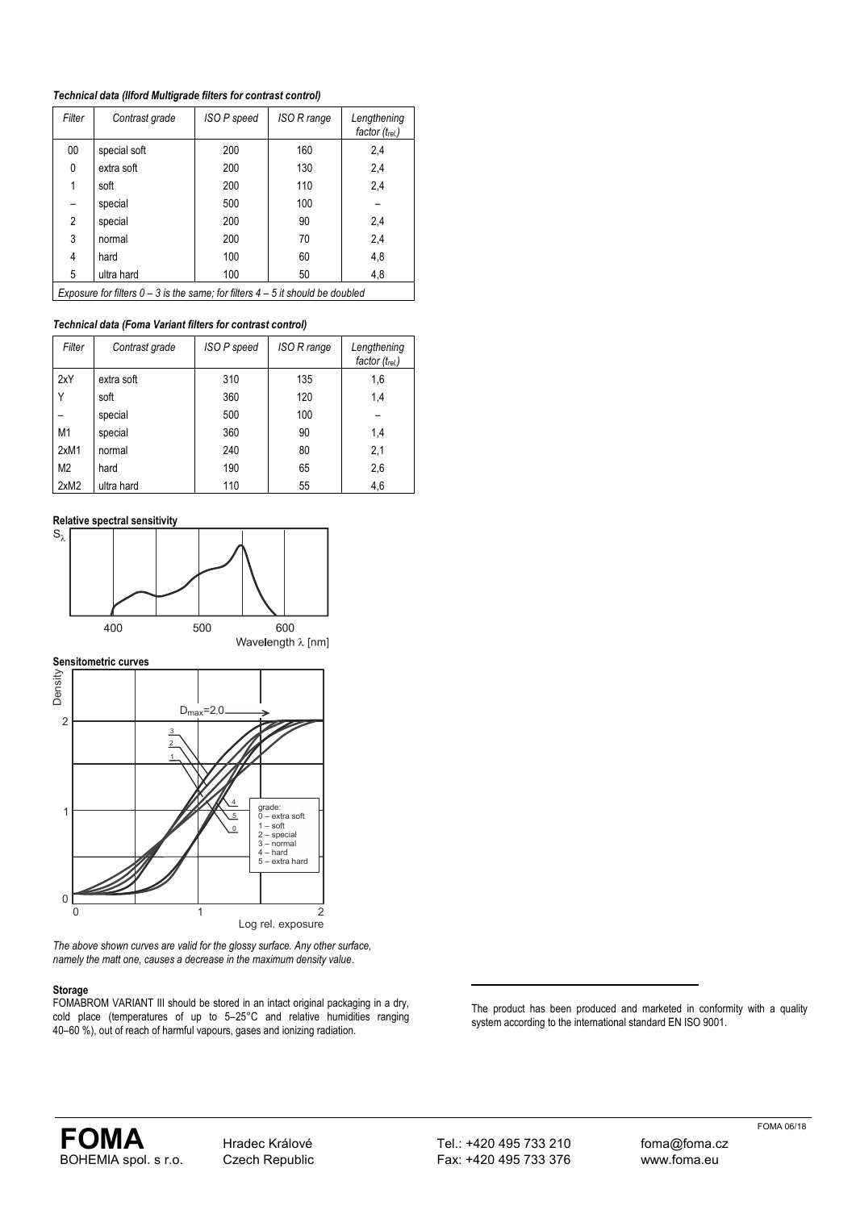### *Technical data (Ilford Multigrade filters for contrast control)*

| *Filter* | *Contrast grade* | *ISO P speed* | *ISO R range* | *Lengthening factor ($t_{rel.}$)* |
|---|---|---|---|---|
| 00 | special soft | 200 | 160 | 2,4 |
| 0 | extra soft | 200 | 130 | 2,4 |
| 1 | soft | 200 | 110 | 2,4 |
| – | special | 500 | 100 | – |
| 2 | special | 200 | 90 | 2,4 |
| 3 | normal | 200 | 70 | 2,4 |
| 4 | hard | 100 | 60 | 4,8 |
| 5 | ultra hard | 100 | 50 | 4,8 |
| *Exposure for filters 0 – 3 is the same; for filters 4 – 5 it should be doubled* | | | | |

### *Technical data (Foma Variant filters for contrast control)*

| *Filter* | *Contrast grade* | *ISO P speed* | *ISO R range* | *Lengthening factor ($t_{rel.}$)* |
|---|---|---|---|---|
| 2xY | extra soft | 310 | 135 | 1,6 |
| Y | soft | 360 | 120 | 1,4 |
| – | special | 500 | 100 | – |
| M1 | special | 360 | 90 | 1,4 |
| 2xM1 | normal | 240 | 80 | 2,1 |
| M2 | hard | 190 | 65 | 2,6 |
| 2xM2 | ultra hard | 110 | 55 | 4,6 |

**Relative spectral sensitivity**

$S_\lambda$

400 500 600

Wavelength λ [nm]

**Sensitometric curves**

Density

$D_{max}$=2.0

0 1 2

3 2 1 4 5 0

grade:
0 – extra soft
1 – soft
2 – special
3 – normal
4 – hard
5 – extra hard

0 1 2

Log rel. exposure

*The above shown curves are valid for the glossy surface. Any other surface, namely the matt one, causes a decrease in the maximum density value.*

**Storage**

FOMABROM VARIANT III should be stored in an intact original packaging in a dry, cold place (temperatures of up to 5–25°C and relative humidities ranging 40–60 %), out of reach of harmful vapours, gases and ionizing radiation.

The product has been produced and marketed in conformity with a quality system according to the international standard EN ISO 9001.

**FOMA** BOHEMIA spol. s r.o. Hradec Králové Czech Republic Tel.: +420 495 733 210 Fax: +420 495 733 376 foma@foma.cz www.foma.eu

FOMA 06/18